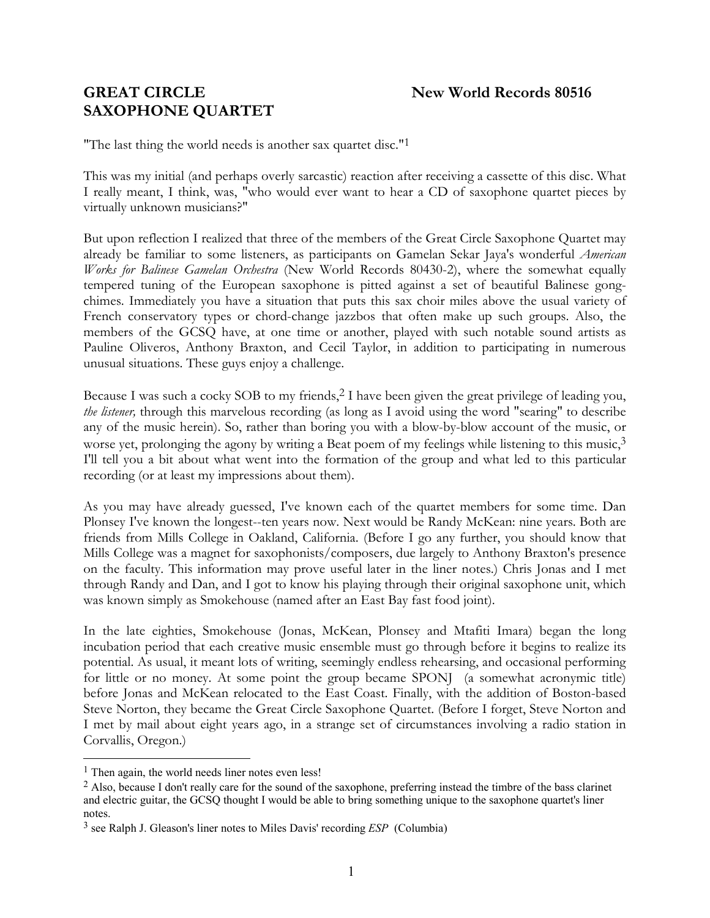# GREAT CIRCLE SAXOPHONE QUARTET

**New World Records 80516**

"The last thing the world needs is another sax quartet disc."[1]

This was my initial (and perhaps overly sarcastic) reaction after receiving a cassette of this disc. What I really meant, I think, was, "who would ever want to hear a CD of saxophone quartet pieces by virtually unknown musicians?"

But upon reflection I realized that three of the members of the Great Circle Saxophone Quartet may already be familiar to some listeners, as participants on Gamelan Sekar Jaya's wonderful *American Works for Balinese Gamelan Orchestra* (New World Records 80430-2), where the somewhat equally tempered tuning of the European saxophone is pitted against a set of beautiful Balinese gong-chimes. Immediately you have a situation that puts this sax choir miles above the usual variety of French conservatory types or chord-change jazzbos that often make up such groups. Also, the members of the GCSQ have, at one time or another, played with such notable sound artists as Pauline Oliveros, Anthony Braxton, and Cecil Taylor, in addition to participating in numerous unusual situations. These guys enjoy a challenge.

Because I was such a cocky SOB to my friends,[2] I have been given the great privilege of leading you, *the listener,* through this marvelous recording (as long as I avoid using the word "searing" to describe any of the music herein). So, rather than boring you with a blow-by-blow account of the music, or worse yet, prolonging the agony by writing a Beat poem of my feelings while listening to this music,[3] I'll tell you a bit about what went into the formation of the group and what led to this particular recording (or at least my impressions about them).

As you may have already guessed, I've known each of the quartet members for some time. Dan Plonsey I've known the longest--ten years now. Next would be Randy McKean: nine years. Both are friends from Mills College in Oakland, California. (Before I go any further, you should know that Mills College was a magnet for saxophonists/composers, due largely to Anthony Braxton's presence on the faculty. This information may prove useful later in the liner notes.) Chris Jonas and I met through Randy and Dan, and I got to know his playing through their original saxophone unit, which was known simply as Smokehouse (named after an East Bay fast food joint).

In the late eighties, Smokehouse (Jonas, McKean, Plonsey and Mtafiti Imara) began the long incubation period that each creative music ensemble must go through before it begins to realize its potential. As usual, it meant lots of writing, seemingly endless rehearsing, and occasional performing for little or no money. At some point the group became SPONJ (a somewhat acronymic title) before Jonas and McKean relocated to the East Coast. Finally, with the addition of Boston-based Steve Norton, they became the Great Circle Saxophone Quartet. (Before I forget, Steve Norton and I met by mail about eight years ago, in a strange set of circumstances involving a radio station in Corvallis, Oregon.)

---

[1] Then again, the world needs liner notes even less!

[2] Also, because I don't really care for the sound of the saxophone, preferring instead the timbre of the bass clarinet and electric guitar, the GCSQ thought I would be able to bring something unique to the saxophone quartet's liner notes.

[3] see Ralph J. Gleason's liner notes to Miles Davis' recording *ESP* (Columbia)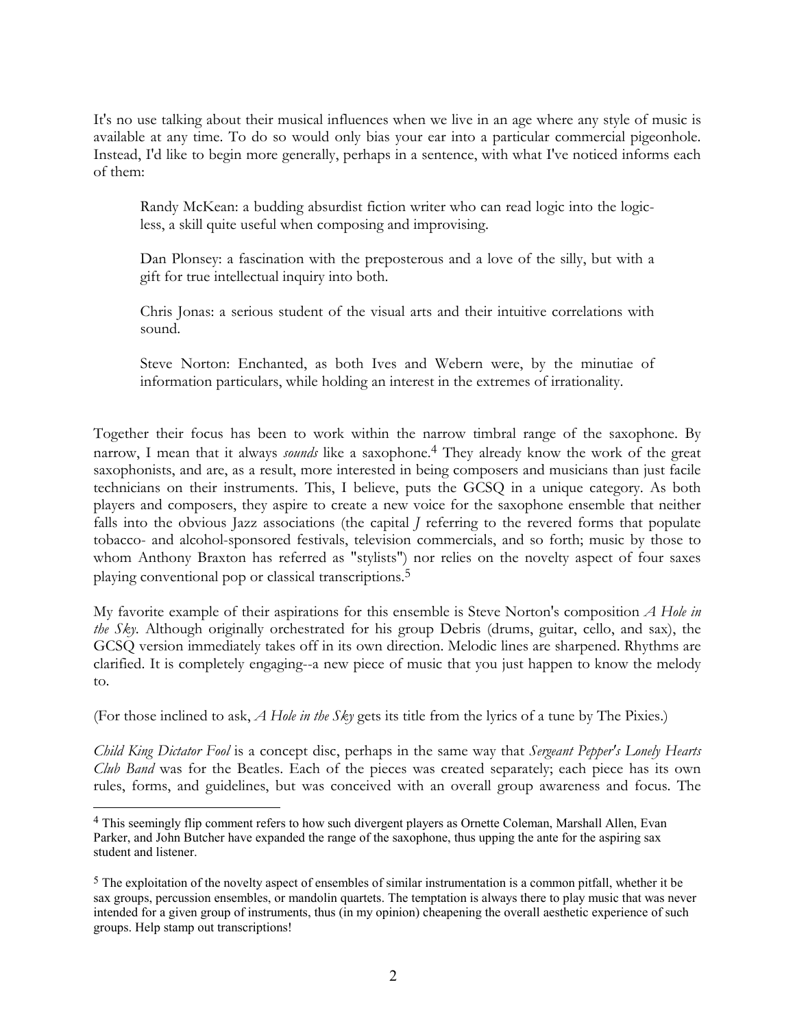It's no use talking about their musical influences when we live in an age where any style of music is available at any time. To do so would only bias your ear into a particular commercial pigeonhole. Instead, I'd like to begin more generally, perhaps in a sentence, with what I've noticed informs each of them:

> Randy McKean: a budding absurdist fiction writer who can read logic into the logic-less, a skill quite useful when composing and improvising.
>
> Dan Plonsey: a fascination with the preposterous and a love of the silly, but with a gift for true intellectual inquiry into both.
>
> Chris Jonas: a serious student of the visual arts and their intuitive correlations with sound.
>
> Steve Norton: Enchanted, as both Ives and Webern were, by the minutiae of information particulars, while holding an interest in the extremes of irrationality.

Together their focus has been to work within the narrow timbral range of the saxophone. By narrow, I mean that it always *sounds* like a saxophone.[4] They already know the work of the great saxophonists, and are, as a result, more interested in being composers and musicians than just facile technicians on their instruments. This, I believe, puts the GCSQ in a unique category. As both players and composers, they aspire to create a new voice for the saxophone ensemble that neither falls into the obvious Jazz associations (the capital *J* referring to the revered forms that populate tobacco- and alcohol-sponsored festivals, television commercials, and so forth; music by those to whom Anthony Braxton has referred as "stylists") nor relies on the novelty aspect of four saxes playing conventional pop or classical transcriptions.[5]

My favorite example of their aspirations for this ensemble is Steve Norton's composition *A Hole in the Sky*. Although originally orchestrated for his group Debris (drums, guitar, cello, and sax), the GCSQ version immediately takes off in its own direction. Melodic lines are sharpened. Rhythms are clarified. It is completely engaging--a new piece of music that you just happen to know the melody to.

(For those inclined to ask, *A Hole in the Sky* gets its title from the lyrics of a tune by The Pixies.)

*Child King Dictator Fool* is a concept disc, perhaps in the same way that *Sergeant Pepper's Lonely Hearts Club Band* was for the Beatles. Each of the pieces was created separately; each piece has its own rules, forms, and guidelines, but was conceived with an overall group awareness and focus. The

---

[4] This seemingly flip comment refers to how such divergent players as Ornette Coleman, Marshall Allen, Evan Parker, and John Butcher have expanded the range of the saxophone, thus upping the ante for the aspiring sax student and listener.

[5] The exploitation of the novelty aspect of ensembles of similar instrumentation is a common pitfall, whether it be sax groups, percussion ensembles, or mandolin quartets. The temptation is always there to play music that was never intended for a given group of instruments, thus (in my opinion) cheapening the overall aesthetic experience of such groups. Help stamp out transcriptions!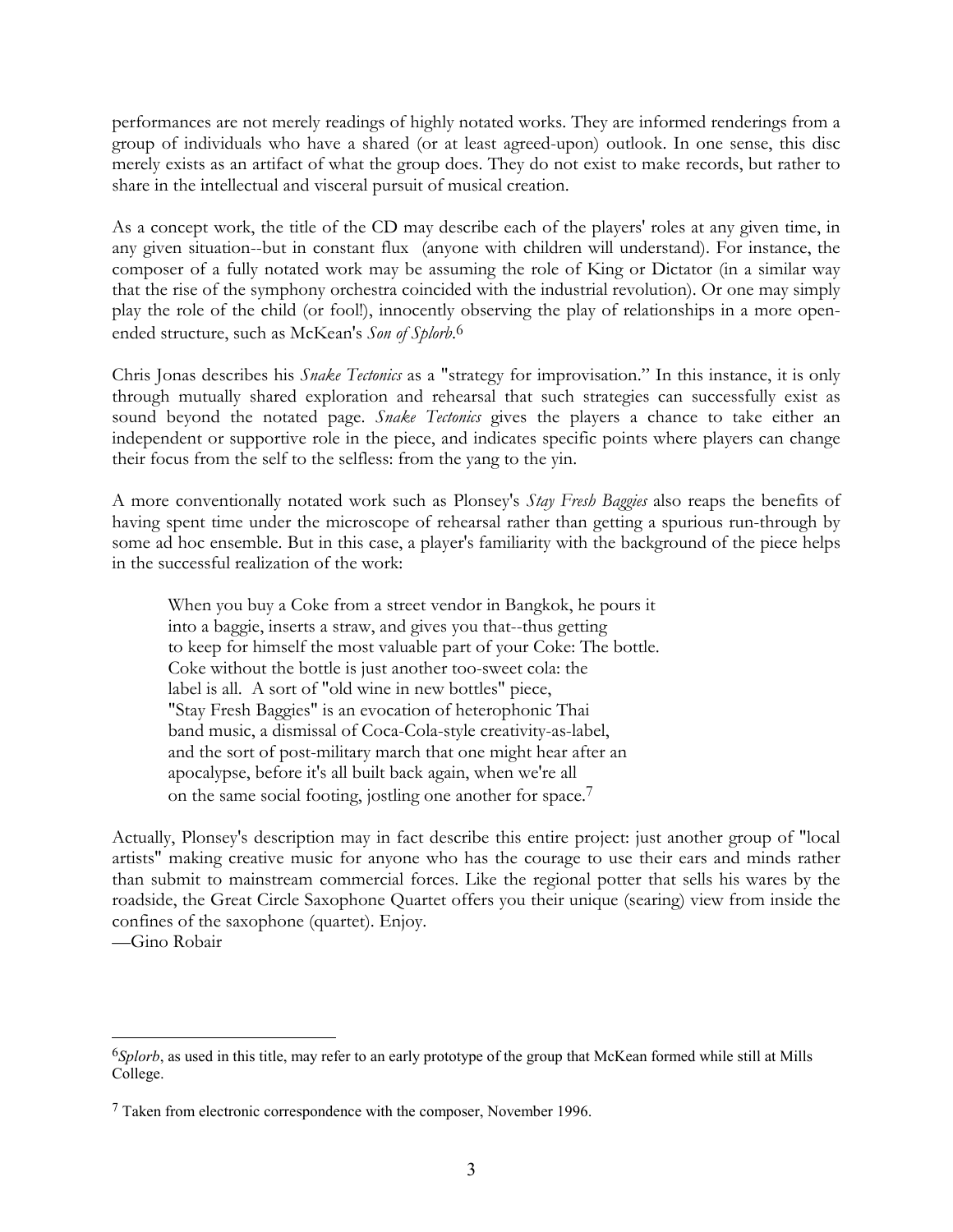performances are not merely readings of highly notated works. They are informed renderings from a group of individuals who have a shared (or at least agreed-upon) outlook. In one sense, this disc merely exists as an artifact of what the group does. They do not exist to make records, but rather to share in the intellectual and visceral pursuit of musical creation.

As a concept work, the title of the CD may describe each of the players' roles at any given time, in any given situation--but in constant flux (anyone with children will understand). For instance, the composer of a fully notated work may be assuming the role of King or Dictator (in a similar way that the rise of the symphony orchestra coincided with the industrial revolution). Or one may simply play the role of the child (or fool!), innocently observing the play of relationships in a more open-ended structure, such as McKean's *Son of Splorb*.[6]

Chris Jonas describes his *Snake Tectonics* as a "strategy for improvisation." In this instance, it is only through mutually shared exploration and rehearsal that such strategies can successfully exist as sound beyond the notated page. *Snake Tectonics* gives the players a chance to take either an independent or supportive role in the piece, and indicates specific points where players can change their focus from the self to the selfless: from the yang to the yin.

A more conventionally notated work such as Plonsey's *Stay Fresh Baggies* also reaps the benefits of having spent time under the microscope of rehearsal rather than getting a spurious run-through by some ad hoc ensemble. But in this case, a player's familiarity with the background of the piece helps in the successful realization of the work:

> When you buy a Coke from a street vendor in Bangkok, he pours it
> into a baggie, inserts a straw, and gives you that--thus getting
> to keep for himself the most valuable part of your Coke: The bottle.
> Coke without the bottle is just another too-sweet cola: the
> label is all. A sort of "old wine in new bottles" piece,
> "Stay Fresh Baggies" is an evocation of heterophonic Thai
> band music, a dismissal of Coca-Cola-style creativity-as-label,
> and the sort of post-military march that one might hear after an
> apocalypse, before it's all built back again, when we're all
> on the same social footing, jostling one another for space.[7]

Actually, Plonsey's description may in fact describe this entire project: just another group of "local artists" making creative music for anyone who has the courage to use their ears and minds rather than submit to mainstream commercial forces. Like the regional potter that sells his wares by the roadside, the Great Circle Saxophone Quartet offers you their unique (searing) view from inside the confines of the saxophone (quartet). Enjoy.
—Gino Robair

---

[6] *Splorb*, as used in this title, may refer to an early prototype of the group that McKean formed while still at Mills College.

[7] Taken from electronic correspondence with the composer, November 1996.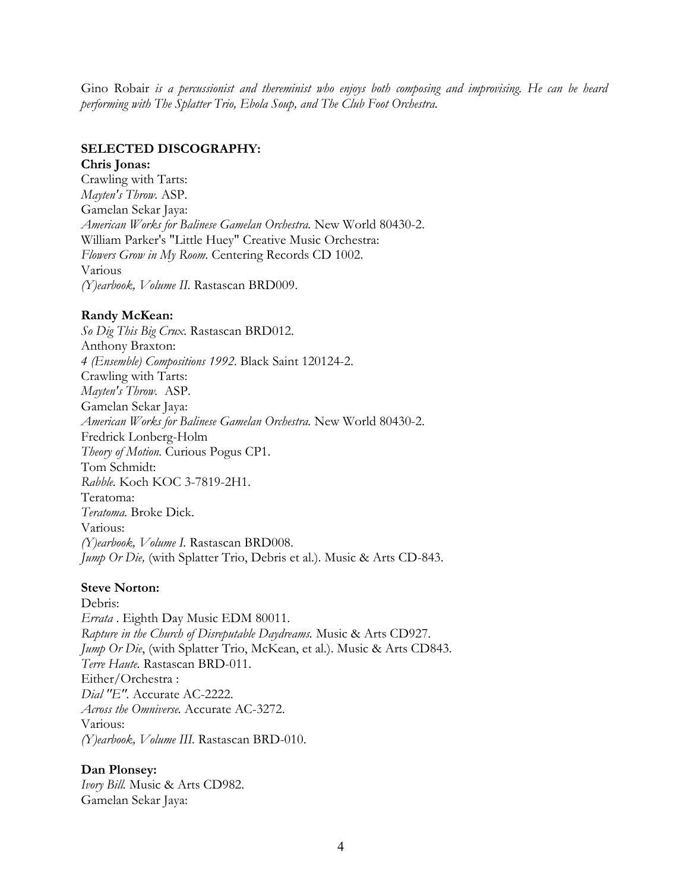Gino Robair *is a percussionist and thereminist who enjoys both composing and improvising. He can be heard performing with The Splatter Trio, Ebola Soup, and The Club Foot Orchestra.*

**SELECTED DISCOGRAPHY:**

**Chris Jonas:**
Crawling with Tarts:
*Mayten's Throw*. ASP.
Gamelan Sekar Jaya:
*American Works for Balinese Gamelan Orchestra.* New World 80430-2.
William Parker's "Little Huey" Creative Music Orchestra:
*Flowers Grow in My Room*. Centering Records CD 1002.
Various
*(Y)earbook, Volume II*. Rastascan BRD009.

**Randy McKean:**
*So Dig This Big Crux*. Rastascan BRD012.
Anthony Braxton:
*4 (Ensemble) Compositions 1992*. Black Saint 120124-2.
Crawling with Tarts:
*Mayten's Throw*. ASP.
Gamelan Sekar Jaya:
*American Works for Balinese Gamelan Orchestra.* New World 80430-2.
Fredrick Lonberg-Holm
*Theory of Motion.* Curious Pogus CP1.
Tom Schmidt:
*Rabble*. Koch KOC 3-7819-2H1.
Teratoma:
*Teratoma.* Broke Dick.
Various:
*(Y)earbook, Volume I*. Rastascan BRD008.
*Jump Or Die,* (with Splatter Trio, Debris et al.). Music & Arts CD-843.

**Steve Norton:**
Debris:
*Errata* . Eighth Day Music EDM 80011.
*Rapture in the Church of Disreputable Daydreams.* Music & Arts CD927.
*Jump Or Die*, (with Splatter Trio, McKean, et al.). Music & Arts CD843.
*Terre Haute*. Rastascan BRD-011.
Either/Orchestra :
*Dial "E"*. Accurate AC-2222.
*Across the Omniverse*. Accurate AC-3272.
Various:
*(Y)earbook, Volume III*. Rastascan BRD-010.

**Dan Plonsey:**
*Ivory Bill.* Music & Arts CD982.
Gamelan Sekar Jaya: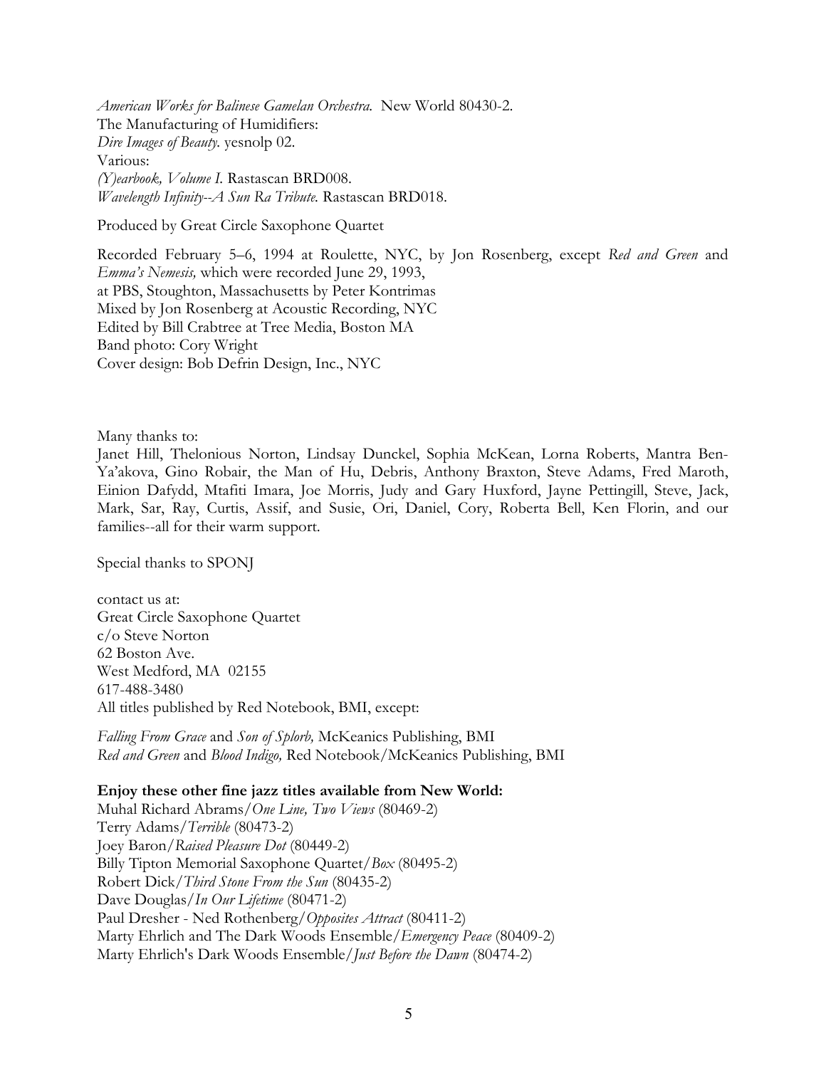*American Works for Balinese Gamelan Orchestra.* New World 80430-2.
The Manufacturing of Humidifiers:
*Dire Images of Beauty.* yesnolp 02.
Various:
*(Y)earbook, Volume I.* Rastascan BRD008.
*Wavelength Infinity--A Sun Ra Tribute.* Rastascan BRD018.

Produced by Great Circle Saxophone Quartet

Recorded February 5–6, 1994 at Roulette, NYC, by Jon Rosenberg, except *Red and Green* and *Emma's Nemesis,* which were recorded June 29, 1993,
at PBS, Stoughton, Massachusetts by Peter Kontrimas
Mixed by Jon Rosenberg at Acoustic Recording, NYC
Edited by Bill Crabtree at Tree Media, Boston MA
Band photo: Cory Wright
Cover design: Bob Defrin Design, Inc., NYC

Many thanks to:
Janet Hill, Thelonious Norton, Lindsay Dunckel, Sophia McKean, Lorna Roberts, Mantra Ben-Ya'akova, Gino Robair, the Man of Hu, Debris, Anthony Braxton, Steve Adams, Fred Maroth, Einion Dafydd, Mtafiti Imara, Joe Morris, Judy and Gary Huxford, Jayne Pettingill, Steve, Jack, Mark, Sar, Ray, Curtis, Assif, and Susie, Ori, Daniel, Cory, Roberta Bell, Ken Florin, and our families--all for their warm support.

Special thanks to SPONJ

contact us at:
Great Circle Saxophone Quartet
c/o Steve Norton
62 Boston Ave.
West Medford, MA 02155
617-488-3480
All titles published by Red Notebook, BMI, except:

*Falling From Grace* and *Son of Splorb,* McKeanics Publishing, BMI
*Red and Green* and *Blood Indigo,* Red Notebook/McKeanics Publishing, BMI

**Enjoy these other fine jazz titles available from New World:**
Muhal Richard Abrams/*One Line, Two Views* (80469-2)
Terry Adams/*Terrible* (80473-2)
Joey Baron/*Raised Pleasure Dot* (80449-2)
Billy Tipton Memorial Saxophone Quartet/*Box* (80495-2)
Robert Dick/*Third Stone From the Sun* (80435-2)
Dave Douglas/*In Our Lifetime* (80471-2)
Paul Dresher - Ned Rothenberg/*Opposites Attract* (80411-2)
Marty Ehrlich and The Dark Woods Ensemble/*Emergency Peace* (80409-2)
Marty Ehrlich's Dark Woods Ensemble/*Just Before the Dawn* (80474-2)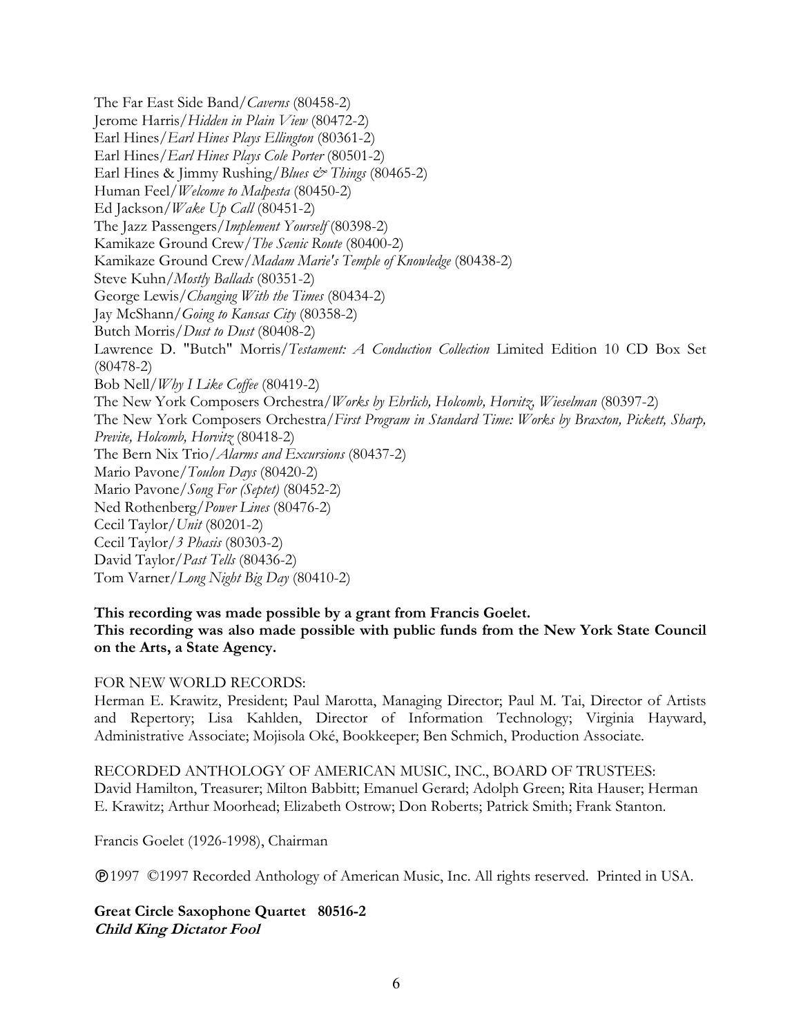The Far East Side Band/*Caverns* (80458-2)
Jerome Harris/*Hidden in Plain View* (80472-2)
Earl Hines/*Earl Hines Plays Ellington* (80361-2)
Earl Hines/*Earl Hines Plays Cole Porter* (80501-2)
Earl Hines & Jimmy Rushing/*Blues & Things* (80465-2)
Human Feel/*Welcome to Malpesta* (80450-2)
Ed Jackson/*Wake Up Call* (80451-2)
The Jazz Passengers/*Implement Yourself* (80398-2)
Kamikaze Ground Crew/*The Scenic Route* (80400-2)
Kamikaze Ground Crew/*Madam Marie's Temple of Knowledge* (80438-2)
Steve Kuhn/*Mostly Ballads* (80351-2)
George Lewis/*Changing With the Times* (80434-2)
Jay McShann/*Going to Kansas City* (80358-2)
Butch Morris/*Dust to Dust* (80408-2)
Lawrence D. "Butch" Morris/*Testament: A Conduction Collection* Limited Edition 10 CD Box Set (80478-2)
Bob Nell/*Why I Like Coffee* (80419-2)
The New York Composers Orchestra/*Works by Ehrlich, Holcomb, Horvitz, Wieselman* (80397-2)
The New York Composers Orchestra/*First Program in Standard Time: Works by Braxton, Pickett, Sharp, Previte, Holcomb, Horvitz* (80418-2)
The Bern Nix Trio/*Alarms and Excursions* (80437-2)
Mario Pavone/*Toulon Days* (80420-2)
Mario Pavone/*Song For (Septet)* (80452-2)
Ned Rothenberg/*Power Lines* (80476-2)
Cecil Taylor/*Unit* (80201-2)
Cecil Taylor/*3 Phasis* (80303-2)
David Taylor/*Past Tells* (80436-2)
Tom Varner/*Long Night Big Day* (80410-2)

**This recording was made possible by a grant from Francis Goelet.**
**This recording was also made possible with public funds from the New York State Council on the Arts, a State Agency.**

FOR NEW WORLD RECORDS:
Herman E. Krawitz, President; Paul Marotta, Managing Director; Paul M. Tai, Director of Artists and Repertory; Lisa Kahlden, Director of Information Technology; Virginia Hayward, Administrative Associate; Mojisola Oké, Bookkeeper; Ben Schmich, Production Associate.

RECORDED ANTHOLOGY OF AMERICAN MUSIC, INC., BOARD OF TRUSTEES:
David Hamilton, Treasurer; Milton Babbitt; Emanuel Gerard; Adolph Green; Rita Hauser; Herman E. Krawitz; Arthur Moorhead; Elizabeth Ostrow; Don Roberts; Patrick Smith; Frank Stanton.

Francis Goelet (1926-1998), Chairman

℗1997 ©1997 Recorded Anthology of American Music, Inc. All rights reserved. Printed in USA.

**Great Circle Saxophone Quartet 80516-2**
***Child King Dictator Fool***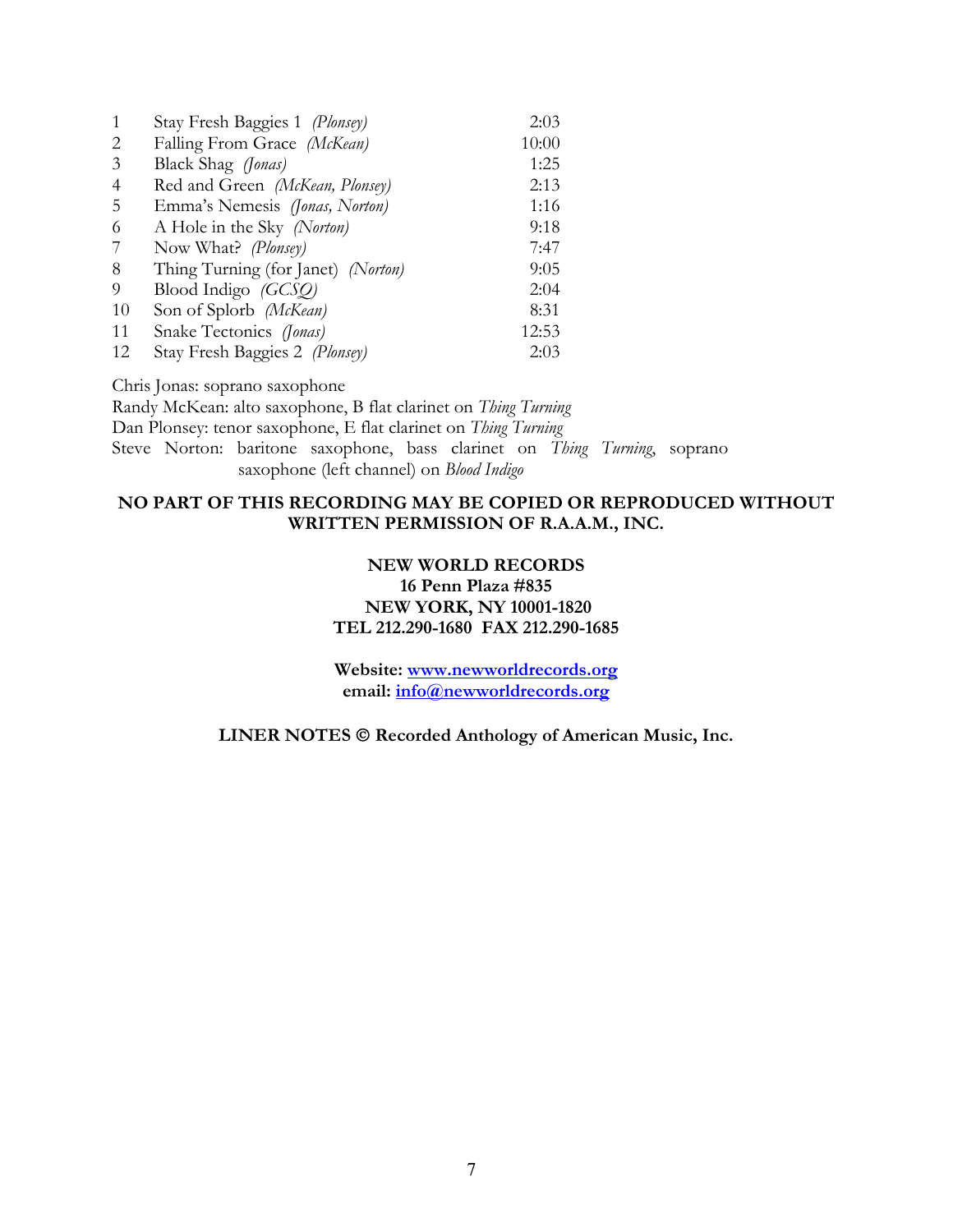| | | |
|---|---|---|
| 1 | Stay Fresh Baggies 1 *(Plonsey)* | 2:03 |
| 2 | Falling From Grace *(McKean)* | 10:00 |
| 3 | Black Shag *(Jonas)* | 1:25 |
| 4 | Red and Green *(McKean, Plonsey)* | 2:13 |
| 5 | Emma's Nemesis *(Jonas, Norton)* | 1:16 |
| 6 | A Hole in the Sky *(Norton)* | 9:18 |
| 7 | Now What? *(Plonsey)* | 7:47 |
| 8 | Thing Turning (for Janet) *(Norton)* | 9:05 |
| 9 | Blood Indigo *(GCSQ)* | 2:04 |
| 10 | Son of Splorb *(McKean)* | 8:31 |
| 11 | Snake Tectonics *(Jonas)* | 12:53 |
| 12 | Stay Fresh Baggies 2 *(Plonsey)* | 2:03 |

Chris Jonas: soprano saxophone
Randy McKean: alto saxophone, B flat clarinet on *Thing Turning*
Dan Plonsey: tenor saxophone, E flat clarinet on *Thing Turning*
Steve Norton: baritone saxophone, bass clarinet on *Thing Turning*, soprano saxophone (left channel) on *Blood Indigo*

**NO PART OF THIS RECORDING MAY BE COPIED OR REPRODUCED WITHOUT WRITTEN PERMISSION OF R.A.A.M., INC.**

**NEW WORLD RECORDS**
**16 Penn Plaza #835**
**NEW YORK, NY 10001-1820**
**TEL 212.290-1680 FAX 212.290-1685**

**Website: www.newworldrecords.org**
**email: info@newworldrecords.org**

**LINER NOTES © Recorded Anthology of American Music, Inc.**